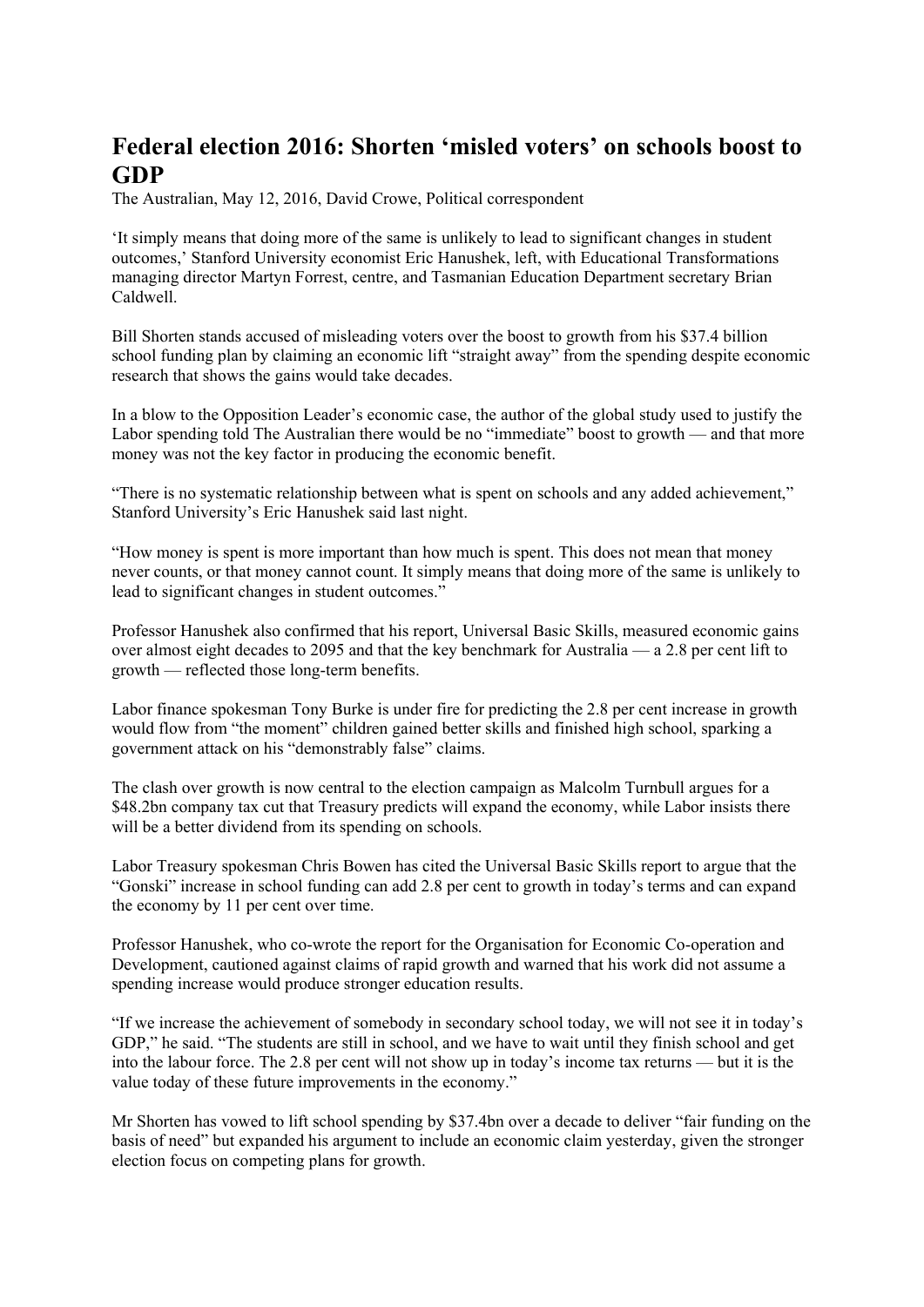# Federal election 2016: Shorten 'misled voters' on schools boost to GDP

The Australian, May 12, 2016, David Crowe, Political correspondent

'It simply means that doing more of the same is unlikely to lead to significant changes in student outcomes,' Stanford University economist Eric Hanushek, left, with Educational Transformations managing director Martyn Forrest, centre, and Tasmanian Education Department secretary Brian Caldwell.

Bill Shorten stands accused of misleading voters over the boost to growth from his $37.4 billion school funding plan by claiming an economic lift "straight away" from the spending despite economic research that shows the gains would take decades.

In a blow to the Opposition Leader's economic case, the author of the global study used to justify the Labor spending told The Australian there would be no "immediate" boost to growth — and that more money was not the key factor in producing the economic benefit.

"There is no systematic relationship between what is spent on schools and any added achievement," Stanford University's Eric Hanushek said last night.

"How money is spent is more important than how much is spent. This does not mean that money never counts, or that money cannot count. It simply means that doing more of the same is unlikely to lead to significant changes in student outcomes."

Professor Hanushek also confirmed that his report, Universal Basic Skills, measured economic gains over almost eight decades to 2095 and that the key benchmark for Australia — a 2.8 per cent lift to growth — reflected those long-term benefits.

Labor finance spokesman Tony Burke is under fire for predicting the 2.8 per cent increase in growth would flow from "the moment" children gained better skills and finished high school, sparking a government attack on his "demonstrably false" claims.

The clash over growth is now central to the election campaign as Malcolm Turnbull argues for a $48.2bn company tax cut that Treasury predicts will expand the economy, while Labor insists there will be a better dividend from its spending on schools.

Labor Treasury spokesman Chris Bowen has cited the Universal Basic Skills report to argue that the "Gonski" increase in school funding can add 2.8 per cent to growth in today's terms and can expand the economy by 11 per cent over time.

Professor Hanushek, who co-wrote the report for the Organisation for Economic Co-operation and Development, cautioned against claims of rapid growth and warned that his work did not assume a spending increase would produce stronger education results.

"If we increase the achievement of somebody in secondary school today, we will not see it in today's GDP," he said. "The students are still in school, and we have to wait until they finish school and get into the labour force. The 2.8 per cent will not show up in today's income tax returns — but it is the value today of these future improvements in the economy."

Mr Shorten has vowed to lift school spending by $37.4bn over a decade to deliver "fair funding on the basis of need" but expanded his argument to include an economic claim yesterday, given the stronger election focus on competing plans for growth.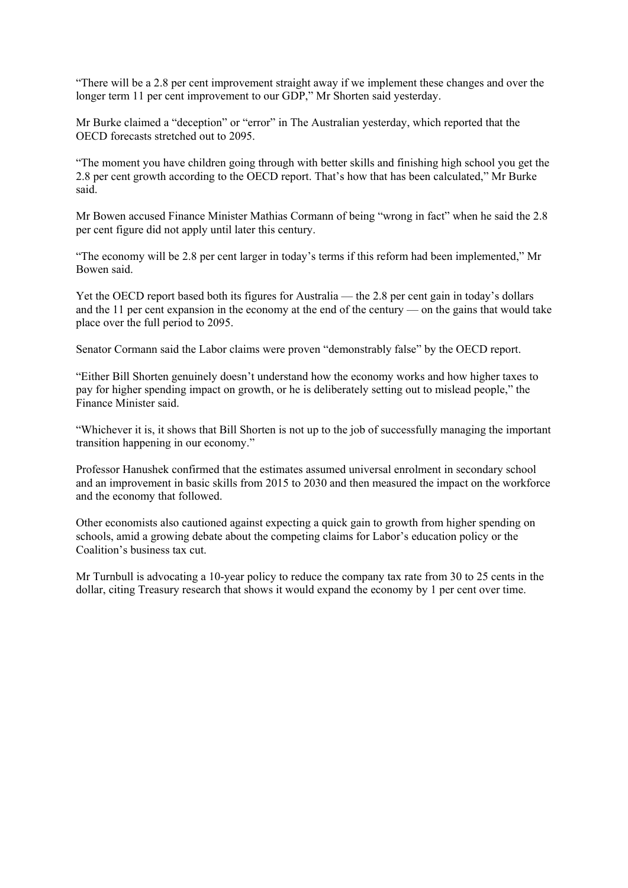"There will be a 2.8 per cent improvement straight away if we implement these changes and over the longer term 11 per cent improvement to our GDP," Mr Shorten said yesterday.

Mr Burke claimed a "deception" or "error" in The Australian yesterday, which reported that the OECD forecasts stretched out to 2095.

"The moment you have children going through with better skills and finishing high school you get the 2.8 per cent growth according to the OECD report. That's how that has been calculated," Mr Burke said.

Mr Bowen accused Finance Minister Mathias Cormann of being "wrong in fact" when he said the 2.8 per cent figure did not apply until later this century.

"The economy will be 2.8 per cent larger in today's terms if this reform had been implemented," Mr Bowen said.

Yet the OECD report based both its figures for Australia — the 2.8 per cent gain in today's dollars and the 11 per cent expansion in the economy at the end of the century — on the gains that would take place over the full period to 2095.

Senator Cormann said the Labor claims were proven "demonstrably false" by the OECD report.

"Either Bill Shorten genuinely doesn't understand how the economy works and how higher taxes to pay for higher spending impact on growth, or he is deliberately setting out to mislead people," the Finance Minister said.

"Whichever it is, it shows that Bill Shorten is not up to the job of successfully managing the important transition happening in our economy."

Professor Hanushek confirmed that the estimates assumed universal enrolment in secondary school and an improvement in basic skills from 2015 to 2030 and then measured the impact on the workforce and the economy that followed.

Other economists also cautioned against expecting a quick gain to growth from higher spending on schools, amid a growing debate about the competing claims for Labor's education policy or the Coalition's business tax cut.

Mr Turnbull is advocating a 10-year policy to reduce the company tax rate from 30 to 25 cents in the dollar, citing Treasury research that shows it would expand the economy by 1 per cent over time.